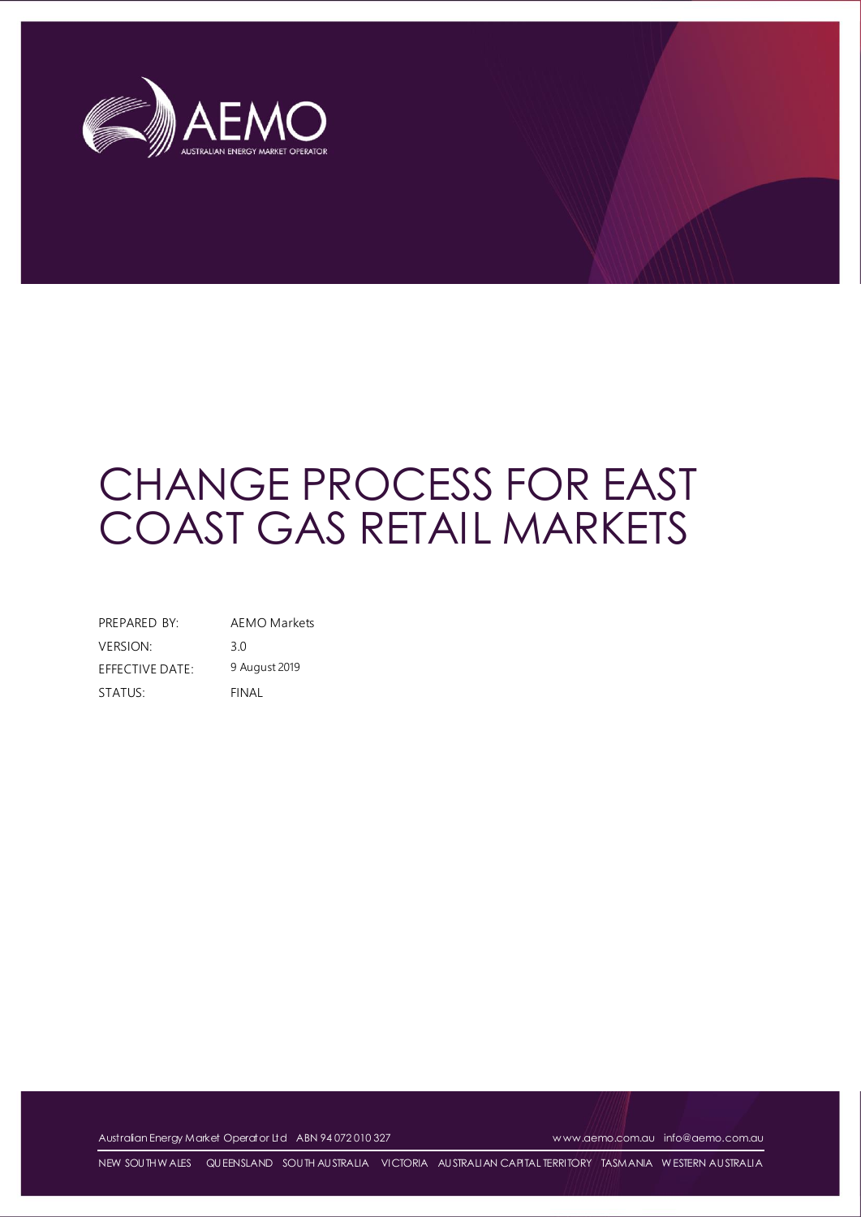# CHANGE PROCESS FOR EAST COAST GAS RETAIL MARKETS

| | |
|---|---|
| PREPARED BY: | AEMO Markets |
| VERSION: | 3.0 |
| EFFECTIVE DATE: | 9 August 2019 |
| STATUS: | FINAL |

Australian Energy Market Operator Ltd ABN 94 072 010 327 www.aemo.com.au info@aemo.com.au

NEW SOUTH WALES QUEENSLAND SOUTH AUSTRALIA VICTORIA AUSTRALIAN CAPITAL TERRITORY TASMANIA WESTERN AUSTRALIA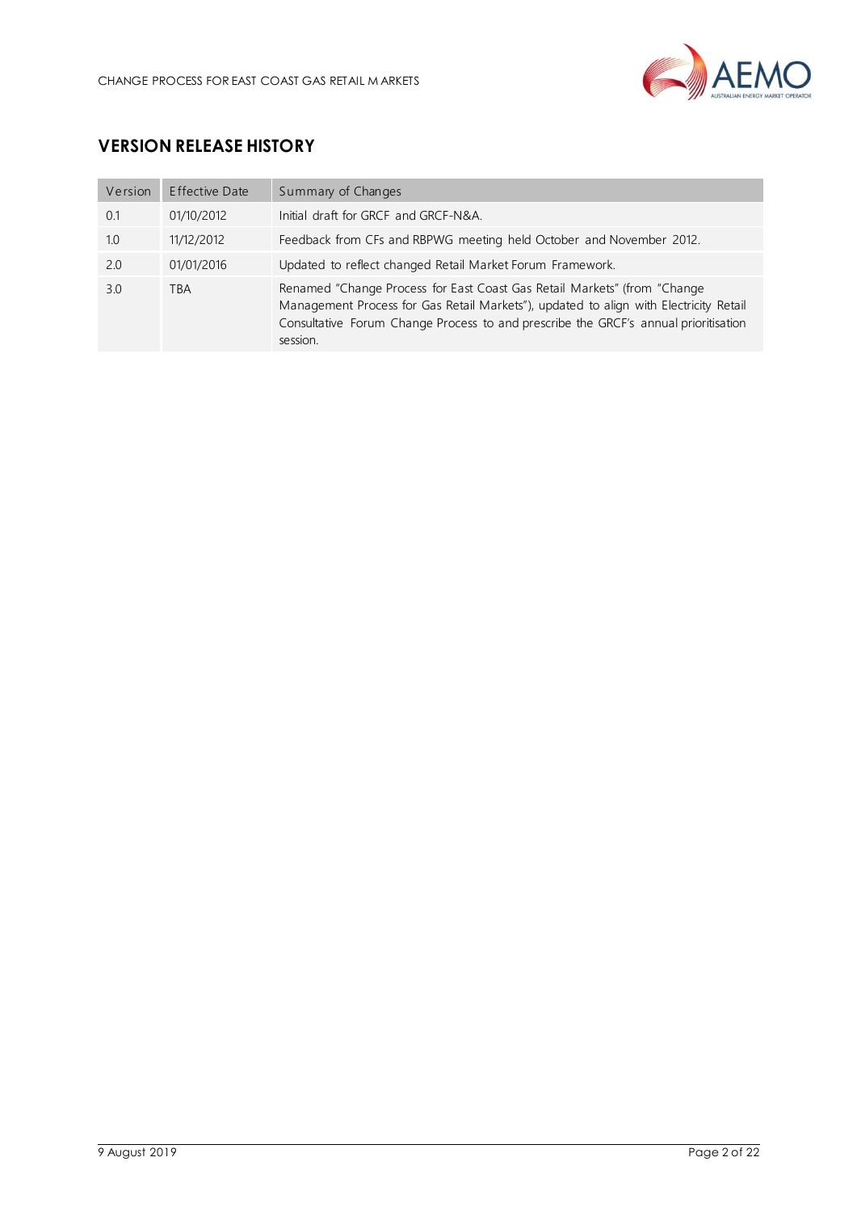## VERSION RELEASE HISTORY

| Version | Effective Date | Summary of Changes |
| --- | --- | --- |
| 0.1 | 01/10/2012 | Initial draft for GRCF and GRCF-N&A. |
| 1.0 | 11/12/2012 | Feedback from CFs and RBPWG meeting held October and November 2012. |
| 2.0 | 01/01/2016 | Updated to reflect changed Retail Market Forum Framework. |
| 3.0 | TBA | Renamed "Change Process for East Coast Gas Retail Markets" (from "Change Management Process for Gas Retail Markets"), updated to align with Electricity Retail Consultative Forum Change Process to and prescribe the GRCF's annual prioritisation session. |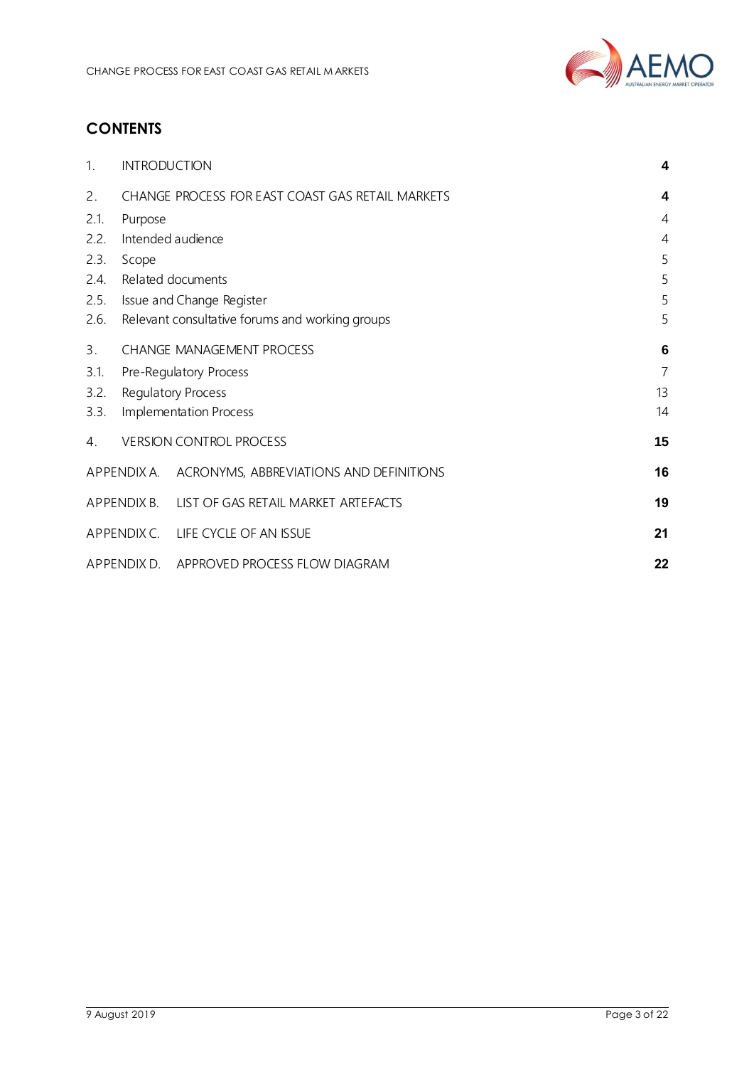# CONTENTS

| | | |
|---|---|---|
| 1. | INTRODUCTION | **4** |
| 2. | CHANGE PROCESS FOR EAST COAST GAS RETAIL MARKETS | **4** |
| 2.1. | Purpose | 4 |
| 2.2. | Intended audience | 4 |
| 2.3. | Scope | 5 |
| 2.4. | Related documents | 5 |
| 2.5. | Issue and Change Register | 5 |
| 2.6. | Relevant consultative forums and working groups | 5 |
| 3. | CHANGE MANAGEMENT PROCESS | **6** |
| 3.1. | Pre-Regulatory Process | 7 |
| 3.2. | Regulatory Process | 13 |
| 3.3. | Implementation Process | 14 |
| 4. | VERSION CONTROL PROCESS | **15** |
| APPENDIX A. | ACRONYMS, ABBREVIATIONS AND DEFINITIONS | **16** |
| APPENDIX B. | LIST OF GAS RETAIL MARKET ARTEFACTS | **19** |
| APPENDIX C. | LIFE CYCLE OF AN ISSUE | **21** |
| APPENDIX D. | APPROVED PROCESS FLOW DIAGRAM | **22** |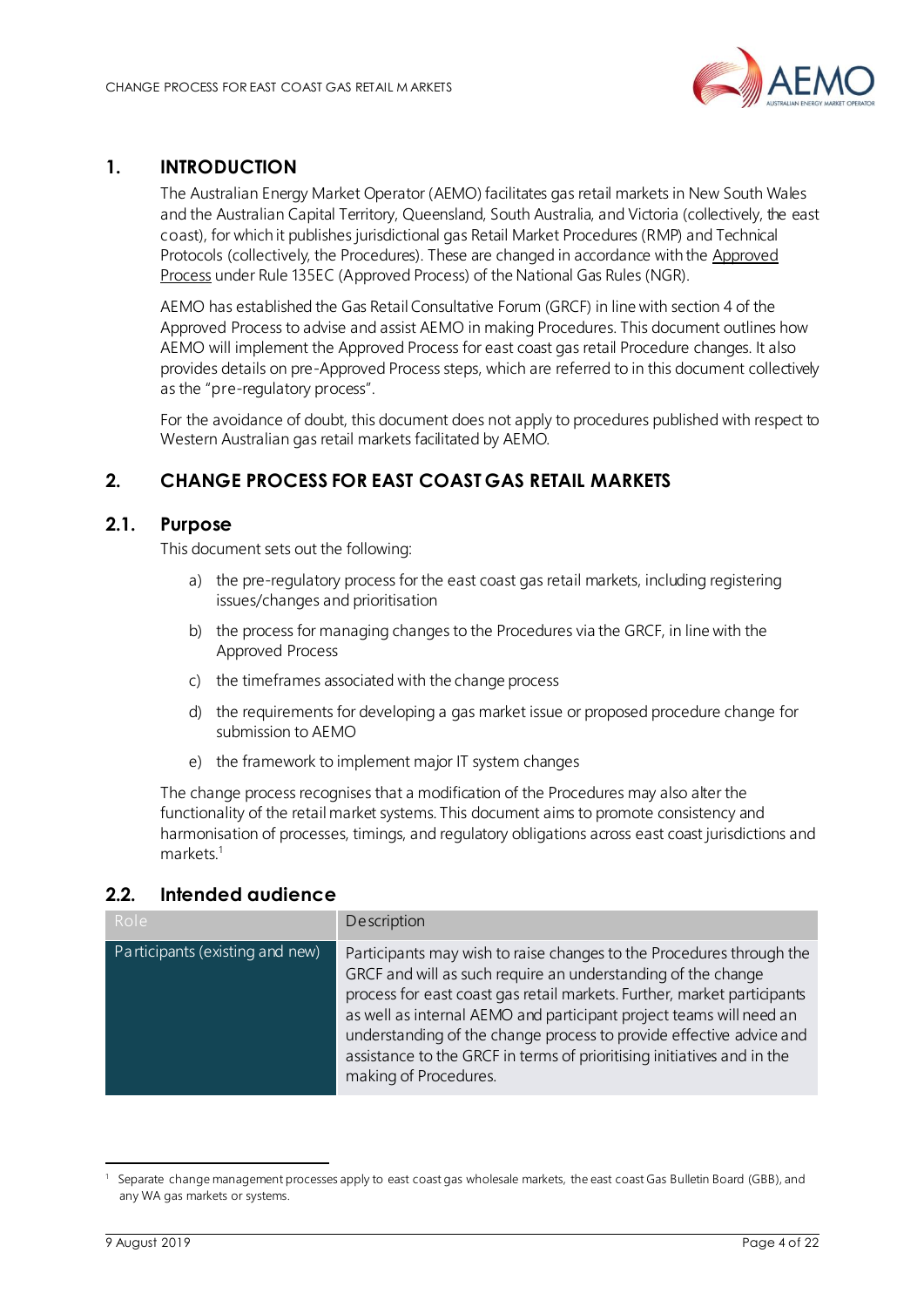## 1. INTRODUCTION

The Australian Energy Market Operator (AEMO) facilitates gas retail markets in New South Wales and the Australian Capital Territory, Queensland, South Australia, and Victoria (collectively, the east coast), for which it publishes jurisdictional gas Retail Market Procedures (RMP) and Technical Protocols (collectively, the Procedures). These are changed in accordance with the Approved Process under Rule 135EC (Approved Process) of the National Gas Rules (NGR).

AEMO has established the Gas Retail Consultative Forum (GRCF) in line with section 4 of the Approved Process to advise and assist AEMO in making Procedures. This document outlines how AEMO will implement the Approved Process for east coast gas retail Procedure changes. It also provides details on pre-Approved Process steps, which are referred to in this document collectively as the "pre-regulatory process".

For the avoidance of doubt, this document does not apply to procedures published with respect to Western Australian gas retail markets facilitated by AEMO.

## 2. CHANGE PROCESS FOR EAST COAST GAS RETAIL MARKETS

### 2.1. Purpose

This document sets out the following:

a) the pre-regulatory process for the east coast gas retail markets, including registering issues/changes and prioritisation

b) the process for managing changes to the Procedures via the GRCF, in line with the Approved Process

c) the timeframes associated with the change process

d) the requirements for developing a gas market issue or proposed procedure change for submission to AEMO

e) the framework to implement major IT system changes

The change process recognises that a modification of the Procedures may also alter the functionality of the retail market systems. This document aims to promote consistency and harmonisation of processes, timings, and regulatory obligations across east coast jurisdictions and markets.[1]

### 2.2. Intended audience

| Role | Description |
| --- | --- |
| Participants (existing and new) | Participants may wish to raise changes to the Procedures through the GRCF and will as such require an understanding of the change process for east coast gas retail markets. Further, market participants as well as internal AEMO and participant project teams will need an understanding of the change process to provide effective advice and assistance to the GRCF in terms of prioritising initiatives and in the making of Procedures. |

[1] Separate change management processes apply to east coast gas wholesale markets, the east coast Gas Bulletin Board (GBB), and any WA gas markets or systems.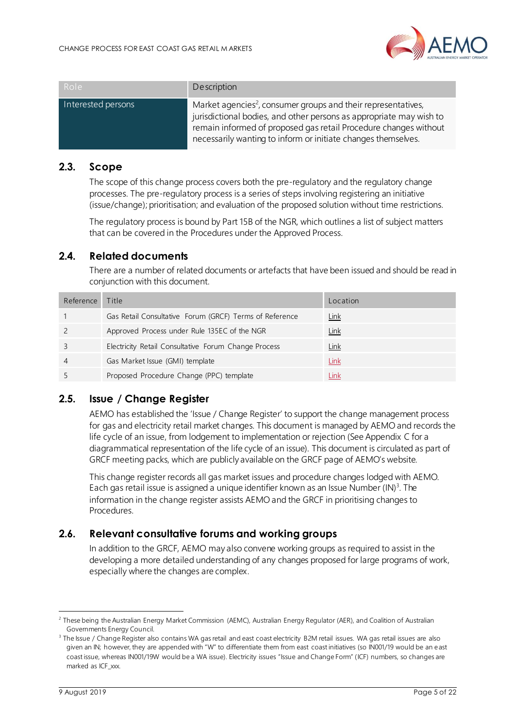| Role | Description |
| --- | --- |
| Interested persons | Market agencies[2], consumer groups and their representatives, jurisdictional bodies, and other persons as appropriate may wish to remain informed of proposed gas retail Procedure changes without necessarily wanting to inform or initiate changes themselves. |

## 2.3. Scope

The scope of this change process covers both the pre-regulatory and the regulatory change processes. The pre-regulatory process is a series of steps involving registering an initiative (issue/change); prioritisation; and evaluation of the proposed solution without time restrictions.

The regulatory process is bound by Part 15B of the NGR, which outlines a list of subject matters that can be covered in the Procedures under the Approved Process.

## 2.4. Related documents

There are a number of related documents or artefacts that have been issued and should be read in conjunction with this document.

| Reference | Title | Location |
| --- | --- | --- |
| 1 | Gas Retail Consultative Forum (GRCF) Terms of Reference | Link |
| 2 | Approved Process under Rule 135EC of the NGR | Link |
| 3 | Electricity Retail Consultative Forum Change Process | Link |
| 4 | Gas Market Issue (GMI) template | Link |
| 5 | Proposed Procedure Change (PPC) template | Link |

## 2.5. Issue / Change Register

AEMO has established the 'Issue / Change Register' to support the change management process for gas and electricity retail market changes. This document is managed by AEMO and records the life cycle of an issue, from lodgement to implementation or rejection (See Appendix C for a diagrammatical representation of the life cycle of an issue). This document is circulated as part of GRCF meeting packs, which are publicly available on the GRCF page of AEMO's website.

This change register records all gas market issues and procedure changes lodged with AEMO. Each gas retail issue is assigned a unique identifier known as an Issue Number (IN)[3]. The information in the change register assists AEMO and the GRCF in prioritising changes to Procedures.

## 2.6. Relevant consultative forums and working groups

In addition to the GRCF, AEMO may also convene working groups as required to assist in the developing a more detailed understanding of any changes proposed for large programs of work, especially where the changes are complex.

---

[2] These being the Australian Energy Market Commission (AEMC), Australian Energy Regulator (AER), and Coalition of Australian Governments Energy Council.

[3] The Issue / Change Register also contains WA gas retail and east coast electricity B2M retail issues. WA gas retail issues are also given an IN; however, they are appended with "W" to differentiate them from east coast initiatives (so IN001/19 would be an east coast issue, whereas IN001/19W would be a WA issue). Electricity issues "Issue and Change Form" (ICF) numbers, so changes are marked as ICF_xxx.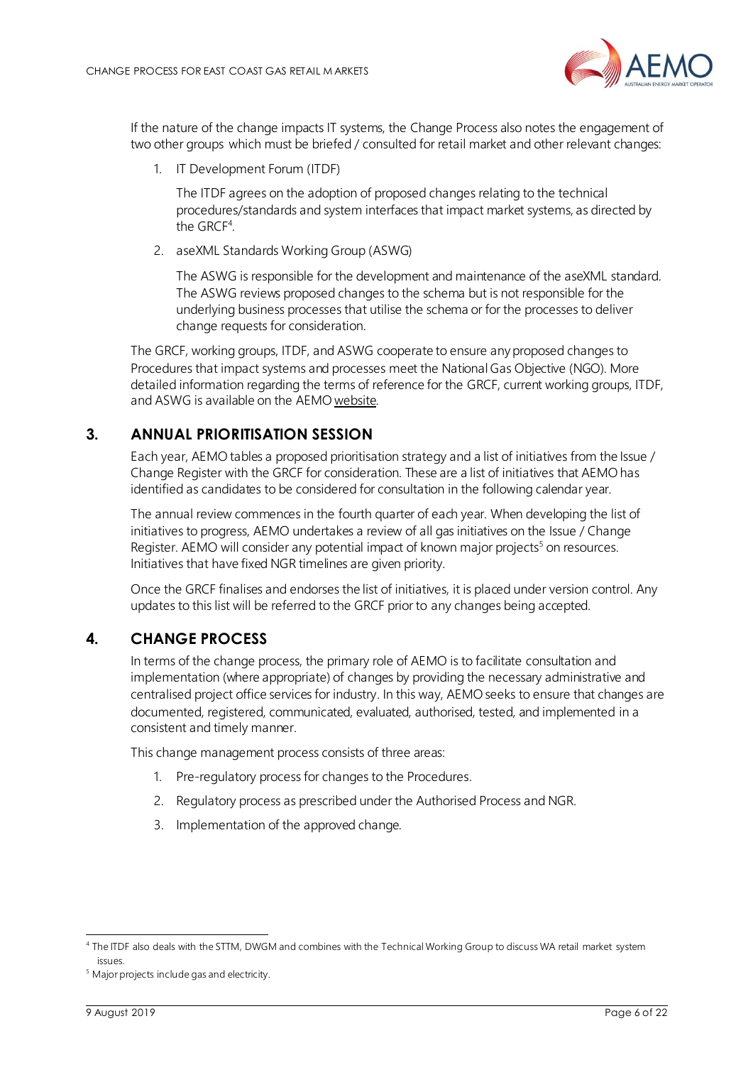If the nature of the change impacts IT systems, the Change Process also notes the engagement of two other groups which must be briefed / consulted for retail market and other relevant changes:

1. IT Development Forum (ITDF)

   The ITDF agrees on the adoption of proposed changes relating to the technical procedures/standards and system interfaces that impact market systems, as directed by the GRCF[4].

2. aseXML Standards Working Group (ASWG)

   The ASWG is responsible for the development and maintenance of the aseXML standard. The ASWG reviews proposed changes to the schema but is not responsible for the underlying business processes that utilise the schema or for the processes to deliver change requests for consideration.

The GRCF, working groups, ITDF, and ASWG cooperate to ensure any proposed changes to Procedures that impact systems and processes meet the National Gas Objective (NGO). More detailed information regarding the terms of reference for the GRCF, current working groups, ITDF, and ASWG is available on the AEMO website.

## 3. ANNUAL PRIORITISATION SESSION

Each year, AEMO tables a proposed prioritisation strategy and a list of initiatives from the Issue / Change Register with the GRCF for consideration. These are a list of initiatives that AEMO has identified as candidates to be considered for consultation in the following calendar year.

The annual review commences in the fourth quarter of each year. When developing the list of initiatives to progress, AEMO undertakes a review of all gas initiatives on the Issue / Change Register. AEMO will consider any potential impact of known major projects[5] on resources. Initiatives that have fixed NGR timelines are given priority.

Once the GRCF finalises and endorses the list of initiatives, it is placed under version control. Any updates to this list will be referred to the GRCF prior to any changes being accepted.

## 4. CHANGE PROCESS

In terms of the change process, the primary role of AEMO is to facilitate consultation and implementation (where appropriate) of changes by providing the necessary administrative and centralised project office services for industry. In this way, AEMO seeks to ensure that changes are documented, registered, communicated, evaluated, authorised, tested, and implemented in a consistent and timely manner.

This change management process consists of three areas:

1. Pre-regulatory process for changes to the Procedures.
2. Regulatory process as prescribed under the Authorised Process and NGR.
3. Implementation of the approved change.

---

[4] The ITDF also deals with the STTM, DWGM and combines with the Technical Working Group to discuss WA retail market system issues.

[5] Major projects include gas and electricity.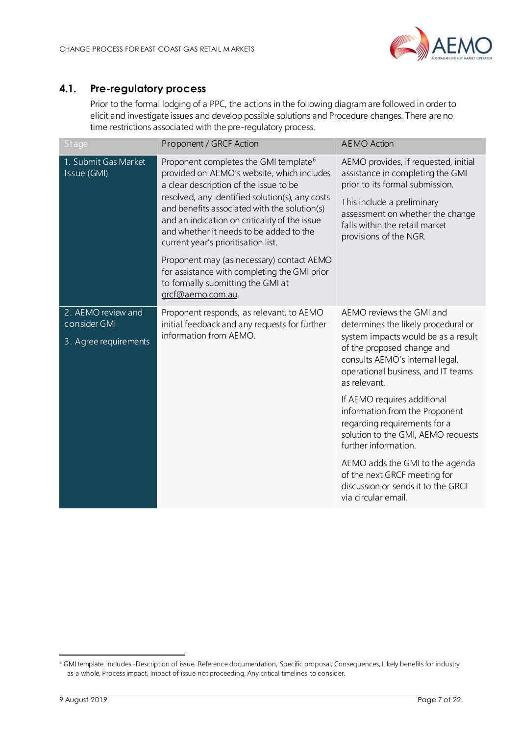## 4.1. Pre-regulatory process

Prior to the formal lodging of a PPC, the actions in the following diagram are followed in order to elicit and investigate issues and develop possible solutions and Procedure changes. There are no time restrictions associated with the pre-regulatory process.

| Stage | Proponent / GRCF Action | AEMO Action |
|---|---|---|
| 1. Submit Gas Market Issue (GMI) | Proponent completes the GMI template[6] provided on AEMO's website, which includes a clear description of the issue to be resolved, any identified solution(s), any costs and benefits associated with the solution(s) and an indication on criticality of the issue and whether it needs to be added to the current year's prioritisation list.<br><br>Proponent may (as necessary) contact AEMO for assistance with completing the GMI prior to formally submitting the GMI at grcf@aemo.com.au. | AEMO provides, if requested, initial assistance in completing the GMI prior to its formal submission.<br><br>This include a preliminary assessment on whether the change falls within the retail market provisions of the NGR. |
| 2. AEMO review and consider GMI<br><br>3. Agree requirements | Proponent responds, as relevant, to AEMO initial feedback and any requests for further information from AEMO. | AEMO reviews the GMI and determines the likely procedural or system impacts would be as a result of the proposed change and consults AEMO's internal legal, operational business, and IT teams as relevant.<br><br>If AEMO requires additional information from the Proponent regarding requirements for a solution to the GMI, AEMO requests further information.<br><br>AEMO adds the GMI to the agenda of the next GRCF meeting for discussion or sends it to the GRCF via circular email. |

[6] GMI template includes -Description of issue, Reference documentation, Specific proposal, Consequences, Likely benefits for industry as a whole, Process impact, Impact of issue not proceeding, Any critical timelines to consider.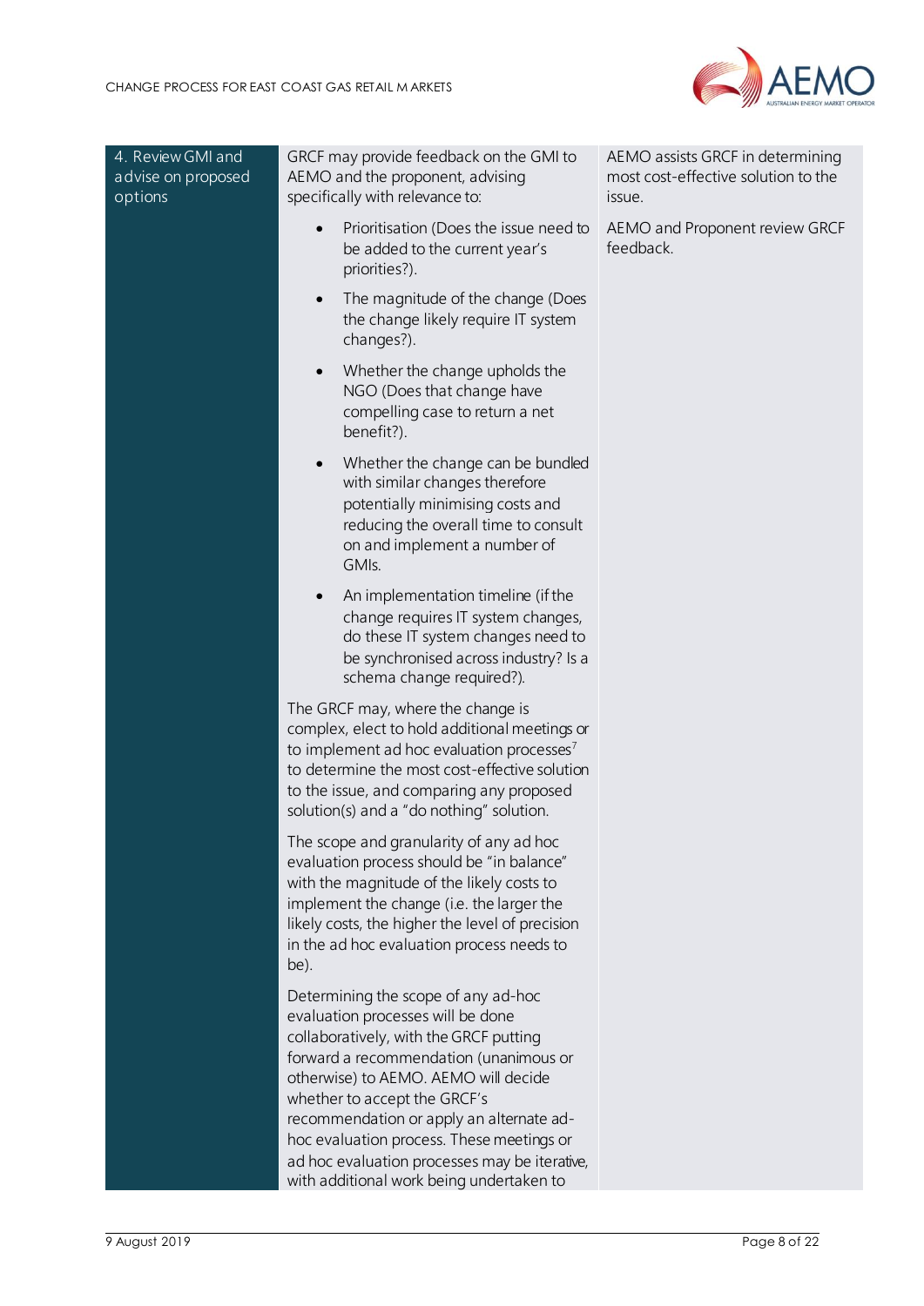| 4. Review GMI and advise on proposed options | GRCF may provide feedback on the GMI to AEMO and the proponent, advising specifically with relevance to:<br><br>• Prioritisation (Does the issue need to be added to the current year's priorities?).<br>• The magnitude of the change (Does the change likely require IT system changes?).<br>• Whether the change upholds the NGO (Does that change have compelling case to return a net benefit?).<br>• Whether the change can be bundled with similar changes therefore potentially minimising costs and reducing the overall time to consult on and implement a number of GMIs.<br>• An implementation timeline (if the change requires IT system changes, do these IT system changes need to be synchronised across industry? Is a schema change required?).<br><br>The GRCF may, where the change is complex, elect to hold additional meetings or to implement ad hoc evaluation processes[7] to determine the most cost-effective solution to the issue, and comparing any proposed solution(s) and a "do nothing" solution.<br><br>The scope and granularity of any ad hoc evaluation process should be "in balance" with the magnitude of the likely costs to implement the change (i.e. the larger the likely costs, the higher the level of precision in the ad hoc evaluation process needs to be).<br><br>Determining the scope of any ad-hoc evaluation processes will be done collaboratively, with the GRCF putting forward a recommendation (unanimous or otherwise) to AEMO. AEMO will decide whether to accept the GRCF's recommendation or apply an alternate ad-hoc evaluation process. These meetings or ad hoc evaluation processes may be iterative, with additional work being undertaken to | AEMO assists GRCF in determining most cost-effective solution to the issue.<br><br>AEMO and Proponent review GRCF feedback. |
|---|---|---|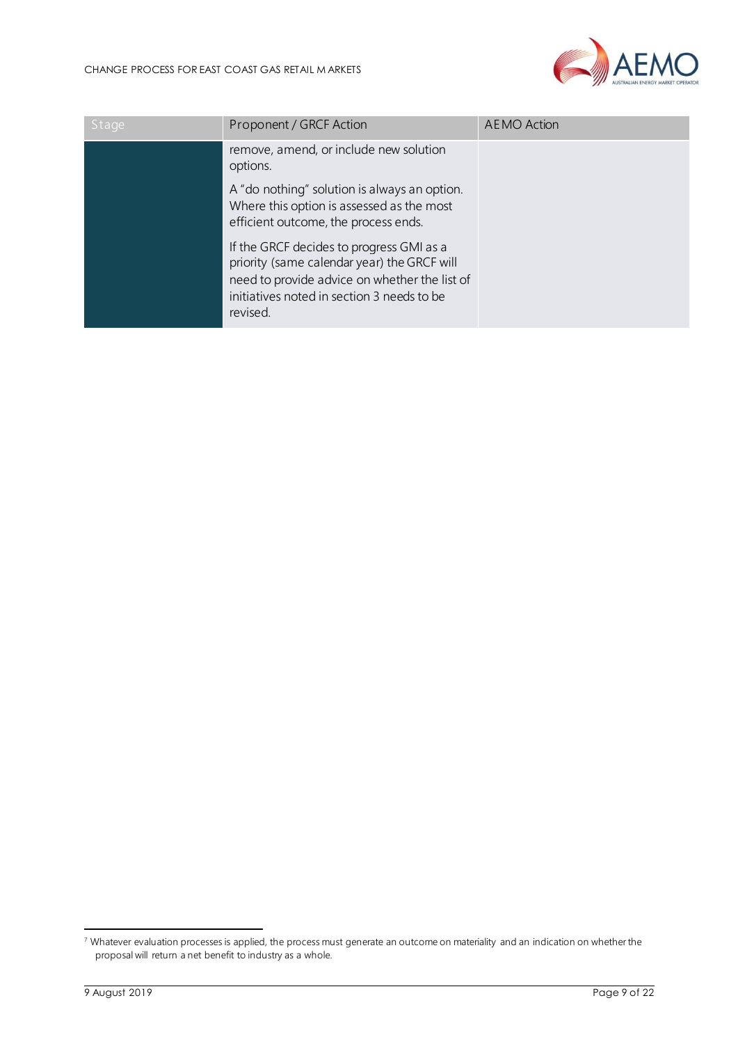| Stage | Proponent / GRCF Action | AEMO Action |
| --- | --- | --- |
| | remove, amend, or include new solution options.<br><br>A "do nothing" solution is always an option. Where this option is assessed as the most efficient outcome, the process ends.<br><br>If the GRCF decides to progress GMI as a priority (same calendar year) the GRCF will need to provide advice on whether the list of initiatives noted in section 3 needs to be revised. | |

[7] Whatever evaluation processes is applied, the process must generate an outcome on materiality and an indication on whether the proposal will return a net benefit to industry as a whole.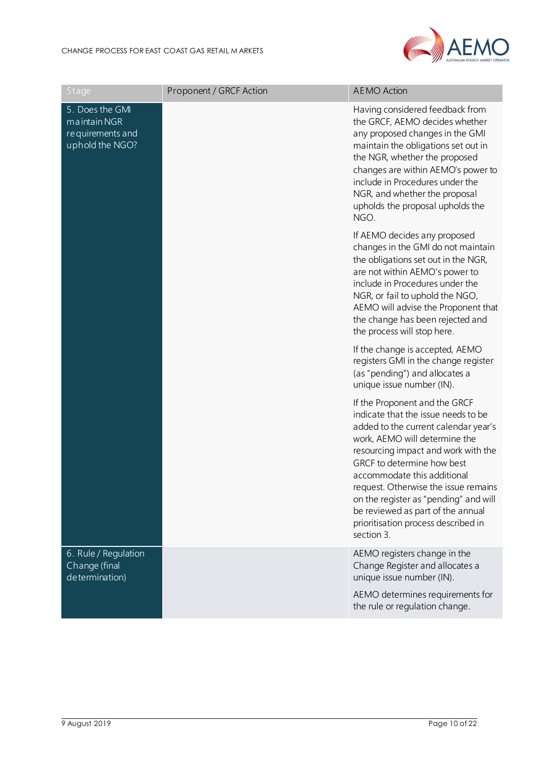| Stage | Proponent / GRCF Action | AEMO Action |
|---|---|---|
| 5. Does the GMI maintain NGR requirements and uphold the NGO? | | Having considered feedback from the GRCF, AEMO decides whether any proposed changes in the GMI maintain the obligations set out in the NGR, whether the proposed changes are within AEMO's power to include in Procedures under the NGR, and whether the proposal upholds the proposal upholds the NGO.<br><br>If AEMO decides any proposed changes in the GMI do not maintain the obligations set out in the NGR, are not within AEMO's power to include in Procedures under the NGR, or fail to uphold the NGO, AEMO will advise the Proponent that the change has been rejected and the process will stop here.<br><br>If the change is accepted, AEMO registers GMI in the change register (as "pending") and allocates a unique issue number (IN).<br><br>If the Proponent and the GRCF indicate that the issue needs to be added to the current calendar year's work, AEMO will determine the resourcing impact and work with the GRCF to determine how best accommodate this additional request. Otherwise the issue remains on the register as "pending" and will be reviewed as part of the annual prioritisation process described in section 3. |
| 6. Rule / Regulation Change (final determination) | | AEMO registers change in the Change Register and allocates a unique issue number (IN).<br><br>AEMO determines requirements for the rule or regulation change. |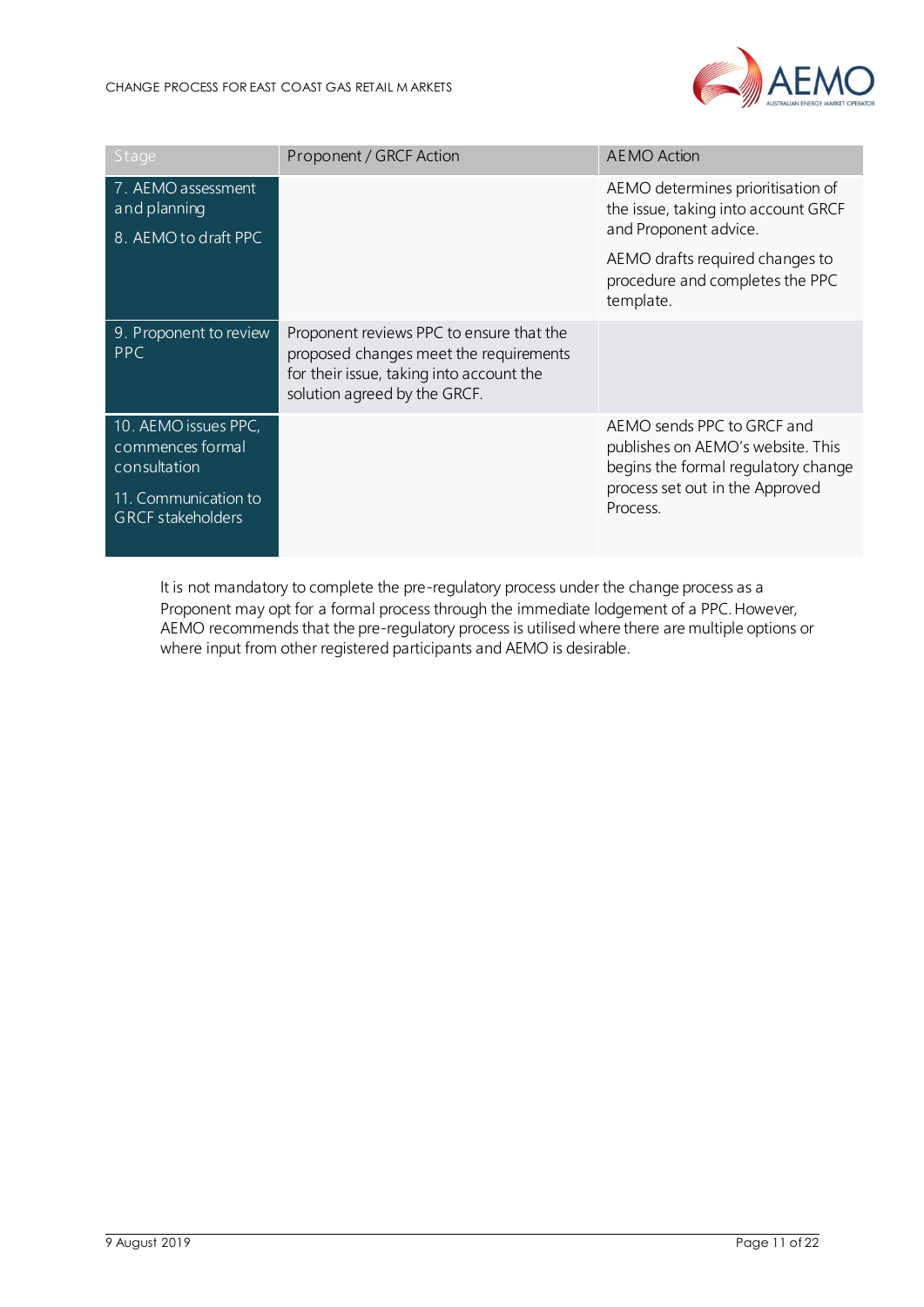| Stage | Proponent / GRCF Action | AEMO Action |
| --- | --- | --- |
| 7. AEMO assessment and planning<br>8. AEMO to draft PPC | | AEMO determines prioritisation of the issue, taking into account GRCF and Proponent advice.<br>AEMO drafts required changes to procedure and completes the PPC template. |
| 9. Proponent to review PPC | Proponent reviews PPC to ensure that the proposed changes meet the requirements for their issue, taking into account the solution agreed by the GRCF. | |
| 10. AEMO issues PPC, commences formal consultation<br>11. Communication to GRCF stakeholders | | AEMO sends PPC to GRCF and publishes on AEMO's website. This begins the formal regulatory change process set out in the Approved Process. |

It is not mandatory to complete the pre-regulatory process under the change process as a Proponent may opt for a formal process through the immediate lodgement of a PPC. However, AEMO recommends that the pre-regulatory process is utilised where there are multiple options or where input from other registered participants and AEMO is desirable.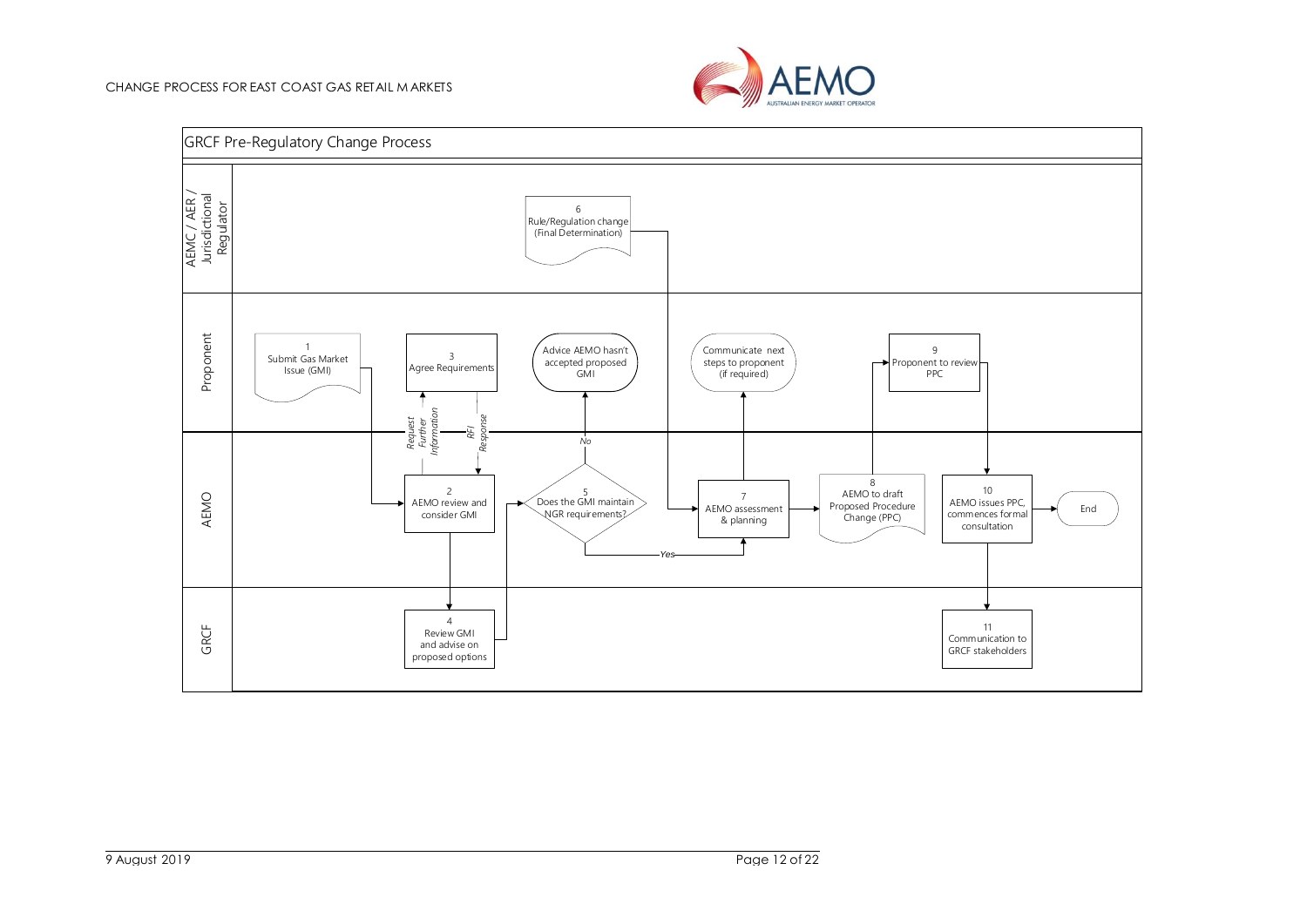## GRCF Pre-Regulatory Change Process

**AEMC / AER / Jurisdictional Regulator**

6 Rule/Regulation change (Final Determination)

**Proponent**

1 Submit Gas Market Issue (GMI)

3 Agree Requirements

Advice AEMO hasn't accepted proposed GMI

Communicate next steps to proponent (if required)

9 Proponent to review PPC

*Request Further Information*

*RFI Response*

*No*

**AEMO**

2 AEMO review and consider GMI

5 Does the GMI maintain NGR requirements?

*Yes*

7 AEMO assessment & planning

8 AEMO to draft Proposed Procedure Change (PPC)

10 AEMO issues PPC, commences formal consultation

End

**GRCF**

4 Review GMI and advise on proposed options

11 Communication to GRCF stakeholders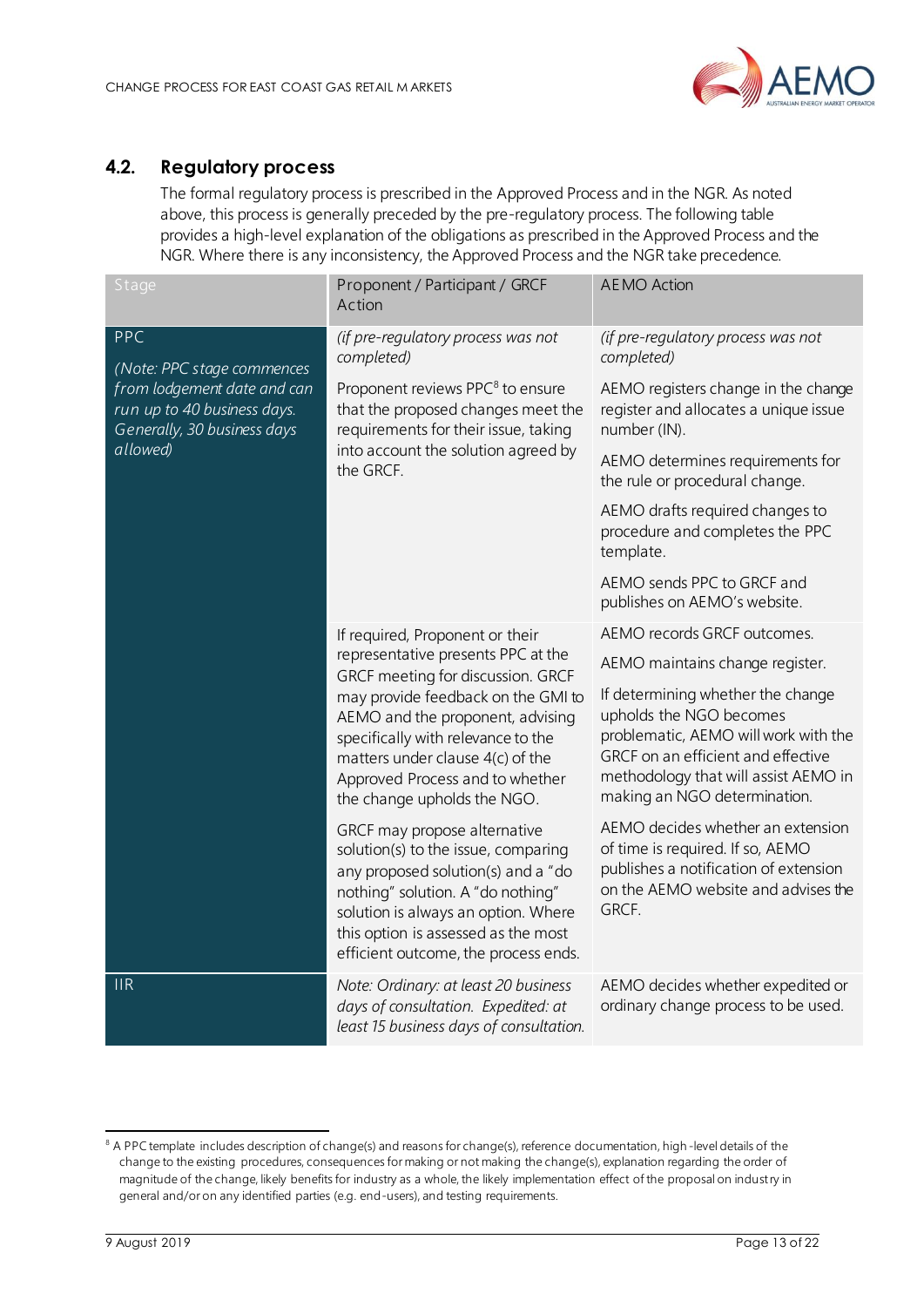## 4.2. Regulatory process

The formal regulatory process is prescribed in the Approved Process and in the NGR. As noted above, this process is generally preceded by the pre-regulatory process. The following table provides a high-level explanation of the obligations as prescribed in the Approved Process and the NGR. Where there is any inconsistency, the Approved Process and the NGR take precedence.

| Stage | Proponent / Participant / GRCF Action | AEMO Action |
|---|---|---|
| PPC<br>*(Note: PPC stage commences from lodgement date and can run up to 40 business days. Generally, 30 business days allowed)* | *(if pre-regulatory process was not completed)*<br>Proponent reviews PPC[8] to ensure that the proposed changes meet the requirements for their issue, taking into account the solution agreed by the GRCF. | *(if pre-regulatory process was not completed)*<br>AEMO registers change in the change register and allocates a unique issue number (IN).<br>AEMO determines requirements for the rule or procedural change.<br>AEMO drafts required changes to procedure and completes the PPC template.<br>AEMO sends PPC to GRCF and publishes on AEMO's website. |
| | If required, Proponent or their representative presents PPC at the GRCF meeting for discussion. GRCF may provide feedback on the GMI to AEMO and the proponent, advising specifically with relevance to the matters under clause 4(c) of the Approved Process and to whether the change upholds the NGO.<br>GRCF may propose alternative solution(s) to the issue, comparing any proposed solution(s) and a "do nothing" solution. A "do nothing" solution is always an option. Where this option is assessed as the most efficient outcome, the process ends. | AEMO records GRCF outcomes.<br>AEMO maintains change register.<br>If determining whether the change upholds the NGO becomes problematic, AEMO will work with the GRCF on an efficient and effective methodology that will assist AEMO in making an NGO determination.<br>AEMO decides whether an extension of time is required. If so, AEMO publishes a notification of extension on the AEMO website and advises the GRCF. |
| IIR | *Note: Ordinary: at least 20 business days of consultation. Expedited: at least 15 business days of consultation.* | AEMO decides whether expedited or ordinary change process to be used. |

[8] A PPC template includes description of change(s) and reasons for change(s), reference documentation, high-level details of the change to the existing procedures, consequences for making or not making the change(s), explanation regarding the order of magnitude of the change, likely benefits for industry as a whole, the likely implementation effect of the proposal on industry in general and/or on any identified parties (e.g. end-users), and testing requirements.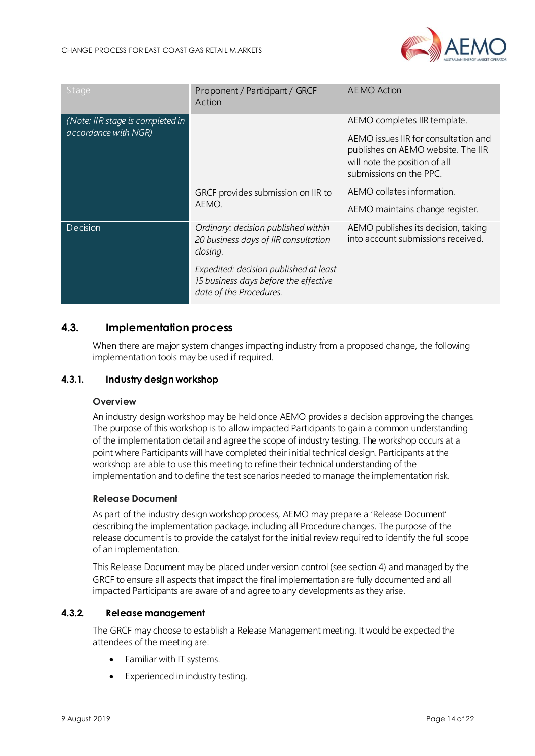| Stage | Proponent / Participant / GRCF Action | AEMO Action |
| --- | --- | --- |
| *(Note: IIR stage is completed in accordance with NGR)* | | AEMO completes IIR template.<br><br>AEMO issues IIR for consultation and publishes on AEMO website. The IIR will note the position of all submissions on the PPC. |
| | GRCF provides submission on IIR to AEMO. | AEMO collates information.<br><br>AEMO maintains change register. |
| Decision | *Ordinary: decision published within 20 business days of IIR consultation closing.*<br><br>*Expedited: decision published at least 15 business days before the effective date of the Procedures.* | AEMO publishes its decision, taking into account submissions received. |

## 4.3. Implementation process

When there are major system changes impacting industry from a proposed change, the following implementation tools may be used if required.

### 4.3.1. Industry design workshop

#### Overview

An industry design workshop may be held once AEMO provides a decision approving the changes. The purpose of this workshop is to allow impacted Participants to gain a common understanding of the implementation detail and agree the scope of industry testing. The workshop occurs at a point where Participants will have completed their initial technical design. Participants at the workshop are able to use this meeting to refine their technical understanding of the implementation and to define the test scenarios needed to manage the implementation risk.

#### Release Document

As part of the industry design workshop process, AEMO may prepare a 'Release Document' describing the implementation package, including all Procedure changes. The purpose of the release document is to provide the catalyst for the initial review required to identify the full scope of an implementation.

This Release Document may be placed under version control (see section 4) and managed by the GRCF to ensure all aspects that impact the final implementation are fully documented and all impacted Participants are aware of and agree to any developments as they arise.

### 4.3.2. Release management

The GRCF may choose to establish a Release Management meeting. It would be expected the attendees of the meeting are:

- Familiar with IT systems.
- Experienced in industry testing.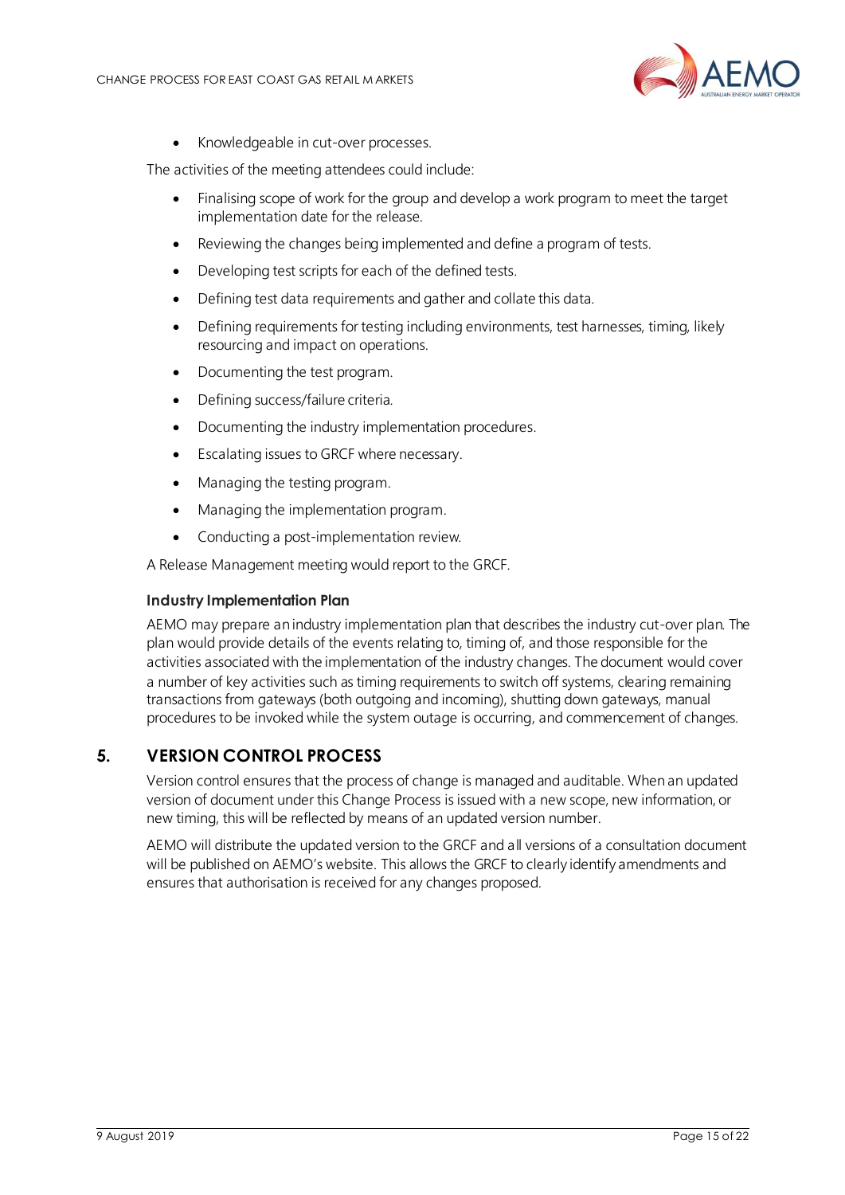- Knowledgeable in cut-over processes.

The activities of the meeting attendees could include:

- Finalising scope of work for the group and develop a work program to meet the target implementation date for the release.
- Reviewing the changes being implemented and define a program of tests.
- Developing test scripts for each of the defined tests.
- Defining test data requirements and gather and collate this data.
- Defining requirements for testing including environments, test harnesses, timing, likely resourcing and impact on operations.
- Documenting the test program.
- Defining success/failure criteria.
- Documenting the industry implementation procedures.
- Escalating issues to GRCF where necessary.
- Managing the testing program.
- Managing the implementation program.
- Conducting a post-implementation review.

A Release Management meeting would report to the GRCF.

### Industry Implementation Plan

AEMO may prepare an industry implementation plan that describes the industry cut-over plan. The plan would provide details of the events relating to, timing of, and those responsible for the activities associated with the implementation of the industry changes. The document would cover a number of key activities such as timing requirements to switch off systems, clearing remaining transactions from gateways (both outgoing and incoming), shutting down gateways, manual procedures to be invoked while the system outage is occurring, and commencement of changes.

## 5. VERSION CONTROL PROCESS

Version control ensures that the process of change is managed and auditable. When an updated version of document under this Change Process is issued with a new scope, new information, or new timing, this will be reflected by means of an updated version number.

AEMO will distribute the updated version to the GRCF and all versions of a consultation document will be published on AEMO's website. This allows the GRCF to clearly identify amendments and ensures that authorisation is received for any changes proposed.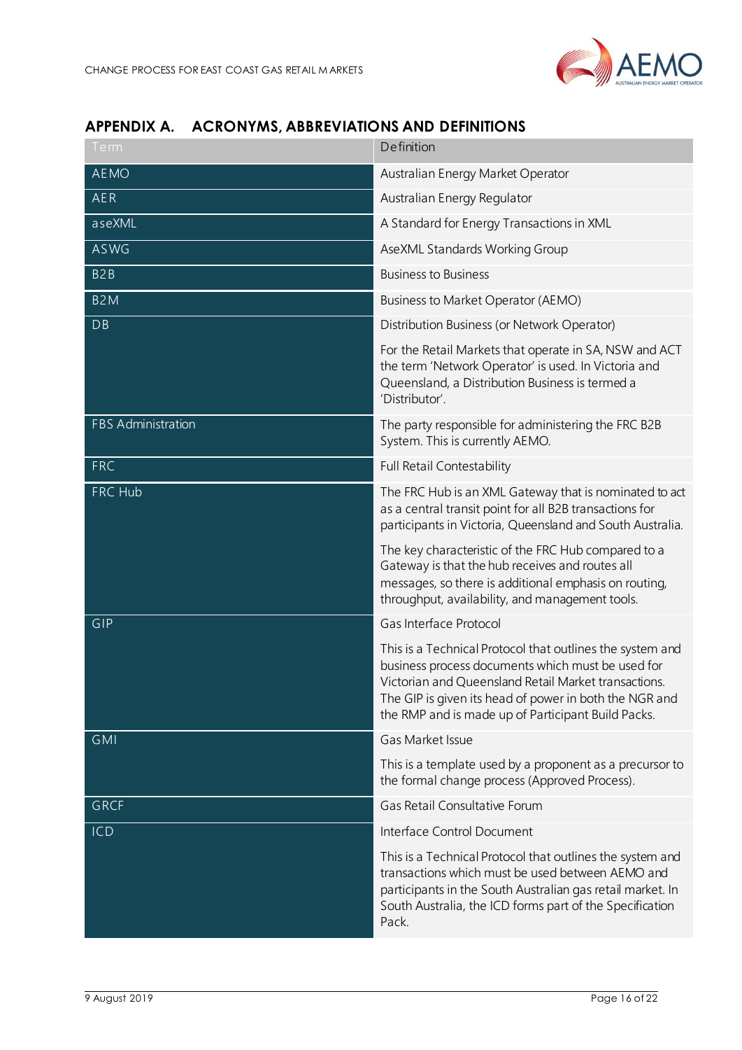## APPENDIX A. ACRONYMS, ABBREVIATIONS AND DEFINITIONS

| Term | Definition |
|---|---|
| AEMO | Australian Energy Market Operator |
| AER | Australian Energy Regulator |
| aseXML | A Standard for Energy Transactions in XML |
| ASWG | AseXML Standards Working Group |
| B2B | Business to Business |
| B2M | Business to Market Operator (AEMO) |
| DB | Distribution Business (or Network Operator)<br><br>For the Retail Markets that operate in SA, NSW and ACT the term 'Network Operator' is used. In Victoria and Queensland, a Distribution Business is termed a 'Distributor'. |
| FBS Administration | The party responsible for administering the FRC B2B System. This is currently AEMO. |
| FRC | Full Retail Contestability |
| FRC Hub | The FRC Hub is an XML Gateway that is nominated to act as a central transit point for all B2B transactions for participants in Victoria, Queensland and South Australia.<br><br>The key characteristic of the FRC Hub compared to a Gateway is that the hub receives and routes all messages, so there is additional emphasis on routing, throughput, availability, and management tools. |
| GIP | Gas Interface Protocol<br><br>This is a Technical Protocol that outlines the system and business process documents which must be used for Victorian and Queensland Retail Market transactions. The GIP is given its head of power in both the NGR and the RMP and is made up of Participant Build Packs. |
| GMI | Gas Market Issue<br><br>This is a template used by a proponent as a precursor to the formal change process (Approved Process). |
| GRCF | Gas Retail Consultative Forum |
| ICD | Interface Control Document<br><br>This is a Technical Protocol that outlines the system and transactions which must be used between AEMO and participants in the South Australian gas retail market. In South Australia, the ICD forms part of the Specification Pack. |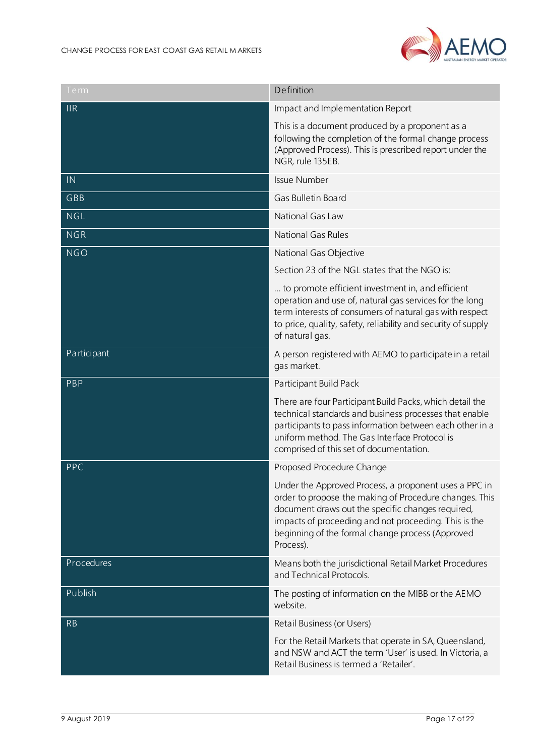| Term | Definition |
|---|---|
| IIR | Impact and Implementation Report<br><br>This is a document produced by a proponent as a following the completion of the formal change process (Approved Process). This is prescribed report under the NGR, rule 135EB. |
| IN | Issue Number |
| GBB | Gas Bulletin Board |
| NGL | National Gas Law |
| NGR | National Gas Rules |
| NGO | National Gas Objective<br><br>Section 23 of the NGL states that the NGO is:<br><br>... to promote efficient investment in, and efficient operation and use of, natural gas services for the long term interests of consumers of natural gas with respect to price, quality, safety, reliability and security of supply of natural gas. |
| Participant | A person registered with AEMO to participate in a retail gas market. |
| PBP | Participant Build Pack<br><br>There are four Participant Build Packs, which detail the technical standards and business processes that enable participants to pass information between each other in a uniform method. The Gas Interface Protocol is comprised of this set of documentation. |
| PPC | Proposed Procedure Change<br><br>Under the Approved Process, a proponent uses a PPC in order to propose the making of Procedure changes. This document draws out the specific changes required, impacts of proceeding and not proceeding. This is the beginning of the formal change process (Approved Process). |
| Procedures | Means both the jurisdictional Retail Market Procedures and Technical Protocols. |
| Publish | The posting of information on the MIBB or the AEMO website. |
| RB | Retail Business (or Users)<br><br>For the Retail Markets that operate in SA, Queensland, and NSW and ACT the term 'User' is used. In Victoria, a Retail Business is termed a 'Retailer'. |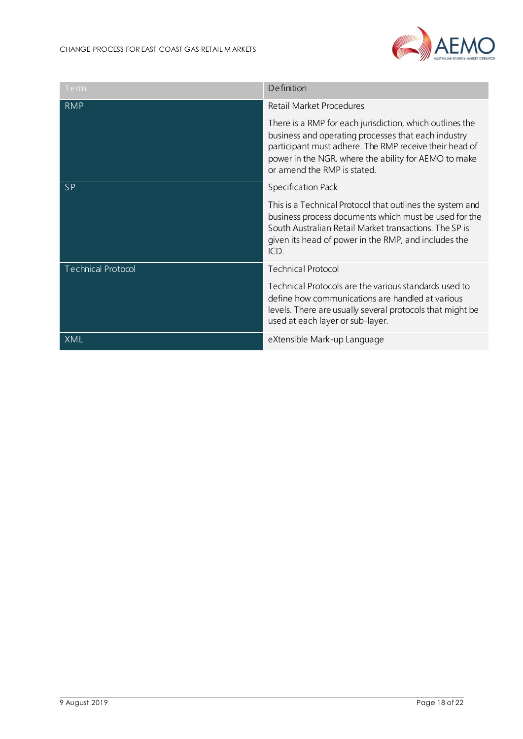| Term | Definition |
| --- | --- |
| RMP | Retail Market Procedures<br><br>There is a RMP for each jurisdiction, which outlines the business and operating processes that each industry participant must adhere. The RMP receive their head of power in the NGR, where the ability for AEMO to make or amend the RMP is stated. |
| SP | Specification Pack<br><br>This is a Technical Protocol that outlines the system and business process documents which must be used for the South Australian Retail Market transactions. The SP is given its head of power in the RMP, and includes the ICD. |
| Technical Protocol | Technical Protocol<br><br>Technical Protocols are the various standards used to define how communications are handled at various levels. There are usually several protocols that might be used at each layer or sub-layer. |
| XML | eXtensible Mark-up Language |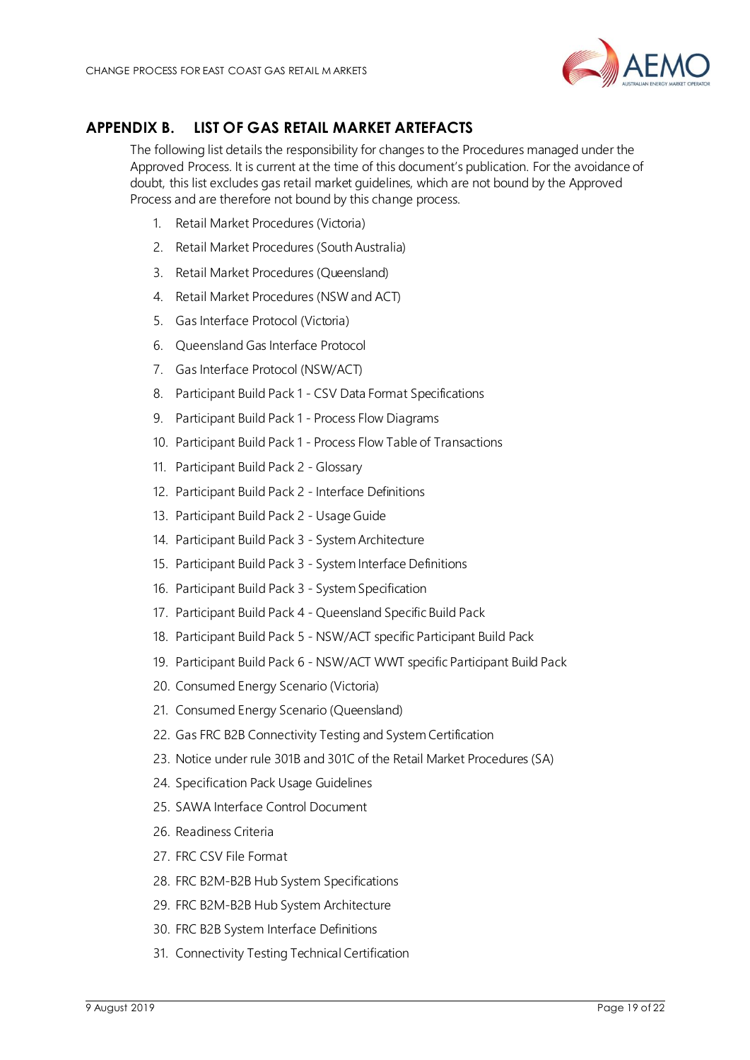# APPENDIX B. LIST OF GAS RETAIL MARKET ARTEFACTS

The following list details the responsibility for changes to the Procedures managed under the Approved Process. It is current at the time of this document's publication. For the avoidance of doubt, this list excludes gas retail market guidelines, which are not bound by the Approved Process and are therefore not bound by this change process.

1. Retail Market Procedures (Victoria)
2. Retail Market Procedures (South Australia)
3. Retail Market Procedures (Queensland)
4. Retail Market Procedures (NSW and ACT)
5. Gas Interface Protocol (Victoria)
6. Queensland Gas Interface Protocol
7. Gas Interface Protocol (NSW/ACT)
8. Participant Build Pack 1 - CSV Data Format Specifications
9. Participant Build Pack 1 - Process Flow Diagrams
10. Participant Build Pack 1 - Process Flow Table of Transactions
11. Participant Build Pack 2 - Glossary
12. Participant Build Pack 2 - Interface Definitions
13. Participant Build Pack 2 - Usage Guide
14. Participant Build Pack 3 - System Architecture
15. Participant Build Pack 3 - System Interface Definitions
16. Participant Build Pack 3 - System Specification
17. Participant Build Pack 4 - Queensland Specific Build Pack
18. Participant Build Pack 5 - NSW/ACT specific Participant Build Pack
19. Participant Build Pack 6 - NSW/ACT WWT specific Participant Build Pack
20. Consumed Energy Scenario (Victoria)
21. Consumed Energy Scenario (Queensland)
22. Gas FRC B2B Connectivity Testing and System Certification
23. Notice under rule 301B and 301C of the Retail Market Procedures (SA)
24. Specification Pack Usage Guidelines
25. SAWA Interface Control Document
26. Readiness Criteria
27. FRC CSV File Format
28. FRC B2M-B2B Hub System Specifications
29. FRC B2M-B2B Hub System Architecture
30. FRC B2B System Interface Definitions
31. Connectivity Testing Technical Certification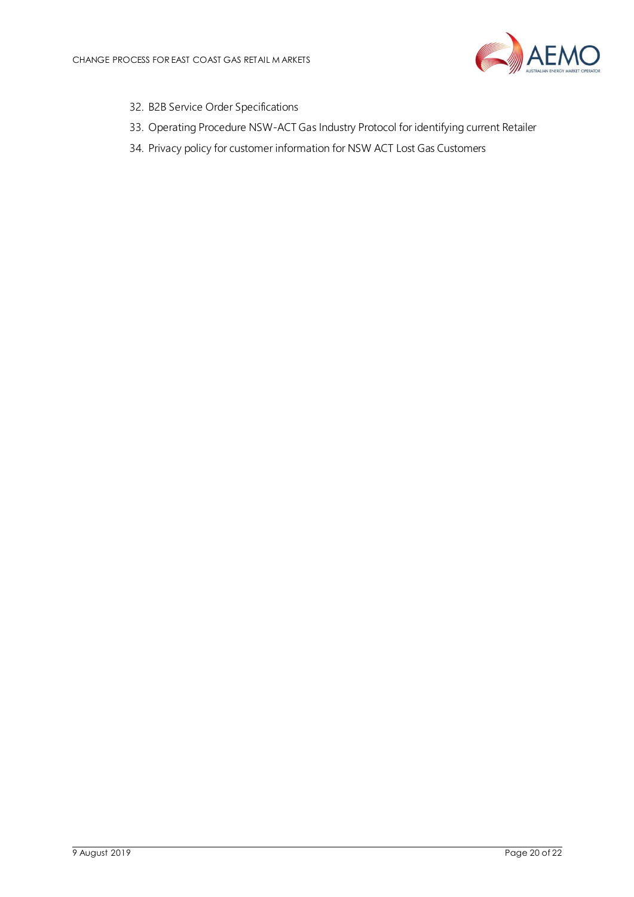32. B2B Service Order Specifications
33. Operating Procedure NSW-ACT Gas Industry Protocol for identifying current Retailer
34. Privacy policy for customer information for NSW ACT Lost Gas Customers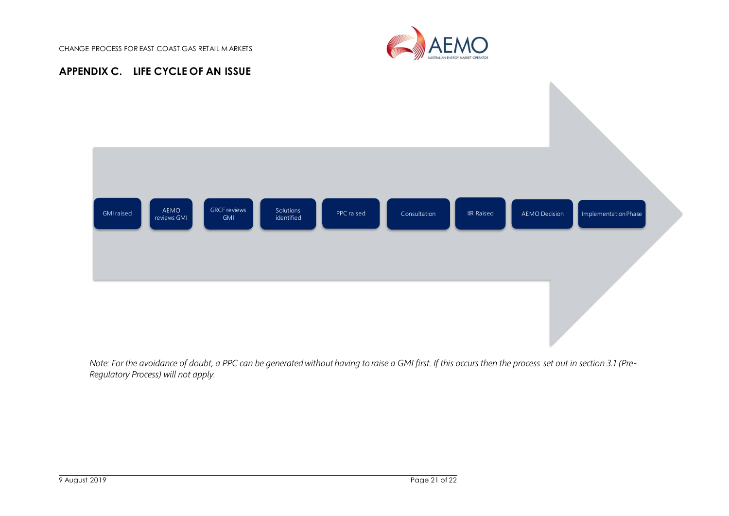## APPENDIX C. LIFE CYCLE OF AN ISSUE

GMI raised → AEMO reviews GMI → GRCF reviews GMI → Solutions identified → PPC raised → Consultation → IIR Raised → AEMO Decision → Implementation Phase

*Note: For the avoidance of doubt, a PPC can be generated without having to raise a GMI first. If this occurs then the process set out in section 3.1 (Pre-Regulatory Process) will not apply.*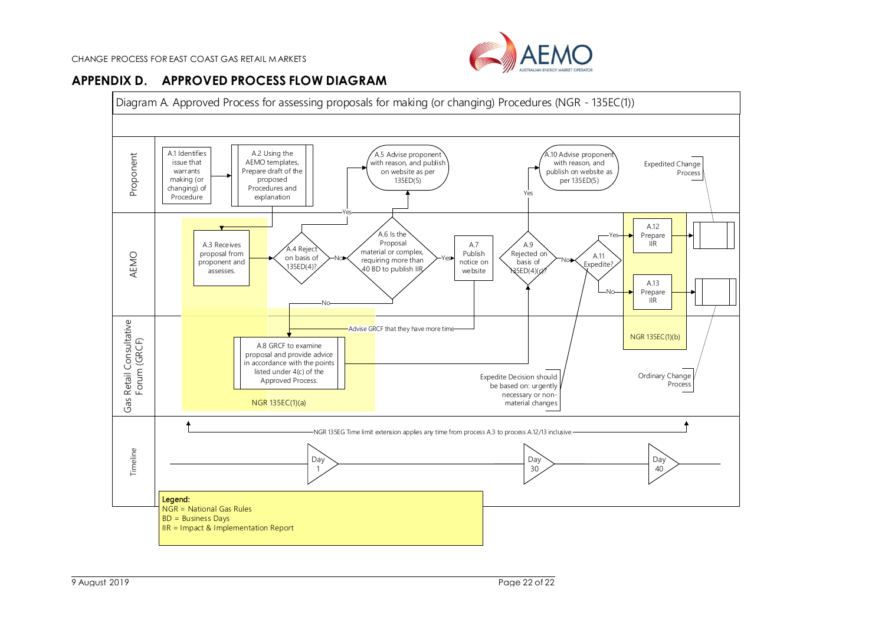## APPENDIX D. APPROVED PROCESS FLOW DIAGRAM

Diagram A. Approved Process for assessing proposals for making (or changing) Procedures (NGR - 135EC(1))

Proponent

A.1 Identifies issue that warrants making (or changing) of Procedure

A.2 Using the AEMO templates, Prepare draft of the proposed Procedures and explanation

A.5 Advise proponent with reason, and publish on website as per 135ED(5)

A.10 Advise proponent with reason, and publish on website as per 135ED(5)

Expedited Change Process

AEMO

A.3 Receives proposal from proponent and assesses.

A.4 Reject on basis of 135ED(4)?

A.6 Is the Proposal material or complex, requiring more than 40 BD to publish IIR

A.7 Publish notice on website

A.9 Rejected on basis of 135ED(4)(c)?

A.11 Expedite?

A.12 Prepare IIR

A.13 Prepare IIR

Yes

No

NGR 135EC(1)(b)

Gas Retail Consultative Forum (GRCF)

Advise GRCF that they have more time

A.8 GRCF to examine proposal and provide advice in accordance with the points listed under 4(c) of the Approved Process.

NGR 135EC(1)(a)

Expedite Decision should be based on: urgently necessary or non-material changes

Ordinary Change Process

Timeline

NGR 135EG Time limit extension applies any time from process A.3 to process A.12/13 inclusive.

Day 1

Day 30

Day 40

**Legend:**
NGR = National Gas Rules
BD = Business Days
IIR = Impact & Implementation Report